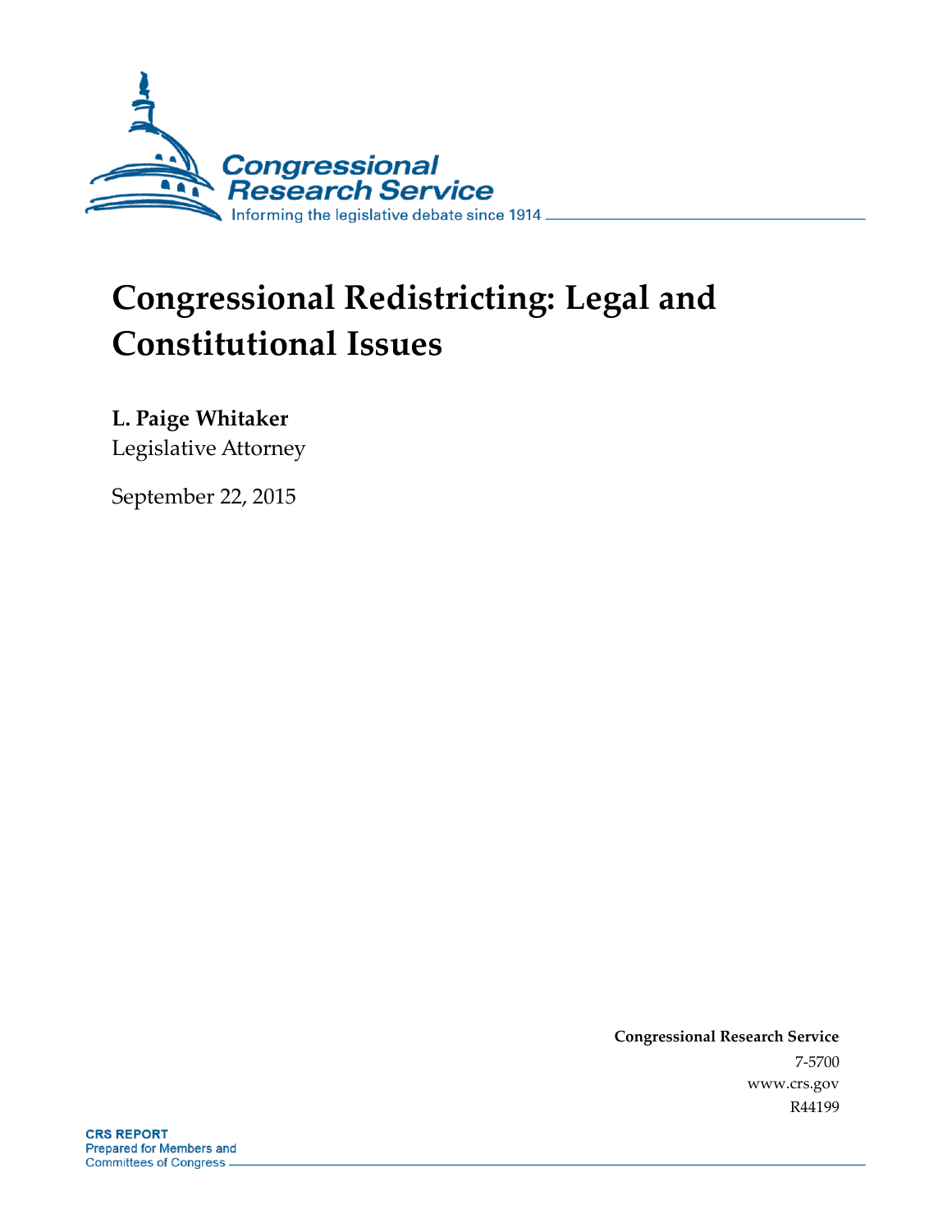Congressional Research Service

Informing the legislative debate since 1914

# Congressional Redistricting: Legal and Constitutional Issues

**L. Paige Whitaker**
Legislative Attorney

September 22, 2015

**Congressional Research Service**
7-5700
www.crs.gov
R44199

**CRS REPORT**
Prepared for Members and Committees of Congress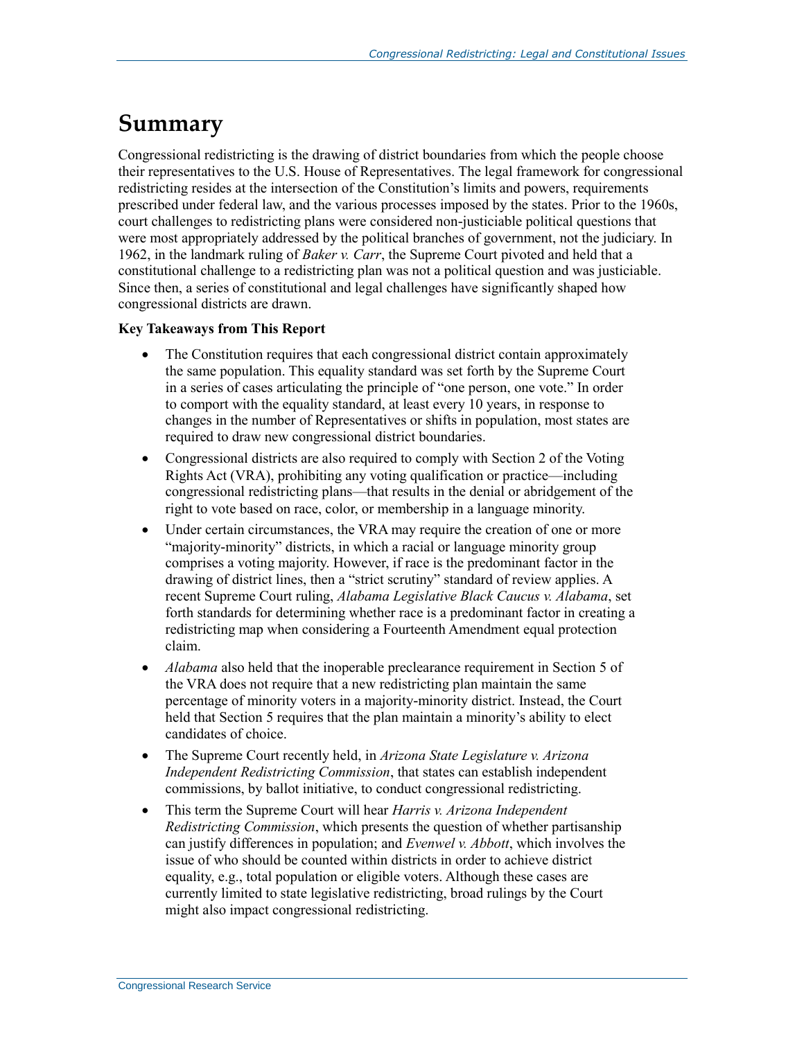# Summary

Congressional redistricting is the drawing of district boundaries from which the people choose their representatives to the U.S. House of Representatives. The legal framework for congressional redistricting resides at the intersection of the Constitution's limits and powers, requirements prescribed under federal law, and the various processes imposed by the states. Prior to the 1960s, court challenges to redistricting plans were considered non-justiciable political questions that were most appropriately addressed by the political branches of government, not the judiciary. In 1962, in the landmark ruling of *Baker v. Carr*, the Supreme Court pivoted and held that a constitutional challenge to a redistricting plan was not a political question and was justiciable. Since then, a series of constitutional and legal challenges have significantly shaped how congressional districts are drawn.

**Key Takeaways from This Report**

- The Constitution requires that each congressional district contain approximately the same population. This equality standard was set forth by the Supreme Court in a series of cases articulating the principle of "one person, one vote." In order to comport with the equality standard, at least every 10 years, in response to changes in the number of Representatives or shifts in population, most states are required to draw new congressional district boundaries.
- Congressional districts are also required to comply with Section 2 of the Voting Rights Act (VRA), prohibiting any voting qualification or practice—including congressional redistricting plans—that results in the denial or abridgement of the right to vote based on race, color, or membership in a language minority.
- Under certain circumstances, the VRA may require the creation of one or more "majority-minority" districts, in which a racial or language minority group comprises a voting majority. However, if race is the predominant factor in the drawing of district lines, then a "strict scrutiny" standard of review applies. A recent Supreme Court ruling, *Alabama Legislative Black Caucus v. Alabama*, set forth standards for determining whether race is a predominant factor in creating a redistricting map when considering a Fourteenth Amendment equal protection claim.
- *Alabama* also held that the inoperable preclearance requirement in Section 5 of the VRA does not require that a new redistricting plan maintain the same percentage of minority voters in a majority-minority district. Instead, the Court held that Section 5 requires that the plan maintain a minority's ability to elect candidates of choice.
- The Supreme Court recently held, in *Arizona State Legislature v. Arizona Independent Redistricting Commission*, that states can establish independent commissions, by ballot initiative, to conduct congressional redistricting.
- This term the Supreme Court will hear *Harris v. Arizona Independent Redistricting Commission*, which presents the question of whether partisanship can justify differences in population; and *Evenwel v. Abbott*, which involves the issue of who should be counted within districts in order to achieve district equality, e.g., total population or eligible voters. Although these cases are currently limited to state legislative redistricting, broad rulings by the Court might also impact congressional redistricting.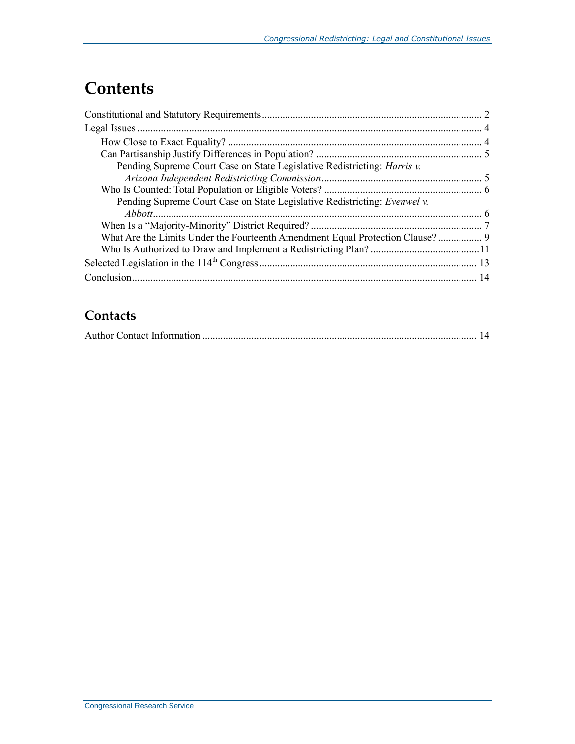# Contents

Constitutional and Statutory Requirements .................................................................................... 2

Legal Issues ..................................................................................................................................... 4

- How Close to Exact Equality? ................................................................................................. 4
- Can Partisanship Justify Differences in Population? ............................................................... 5
  - Pending Supreme Court Case on State Legislative Redistricting: *Harris v. Arizona Independent Redistricting Commission* ............................................................. 5
- Who Is Counted: Total Population or Eligible Voters? ............................................................ 6
  - Pending Supreme Court Case on State Legislative Redistricting: *Evenwel v. Abbott* ............................................................................................................................. 6
- When Is a "Majority-Minority" District Required? .................................................................. 7
- What Are the Limits Under the Fourteenth Amendment Equal Protection Clause? ................. 9
- Who Is Authorized to Draw and Implement a Redistricting Plan? .......................................... 11

Selected Legislation in the 114th Congress ................................................................................... 13

Conclusion ..................................................................................................................................... 14

## Contacts

Author Contact Information .......................................................................................................... 14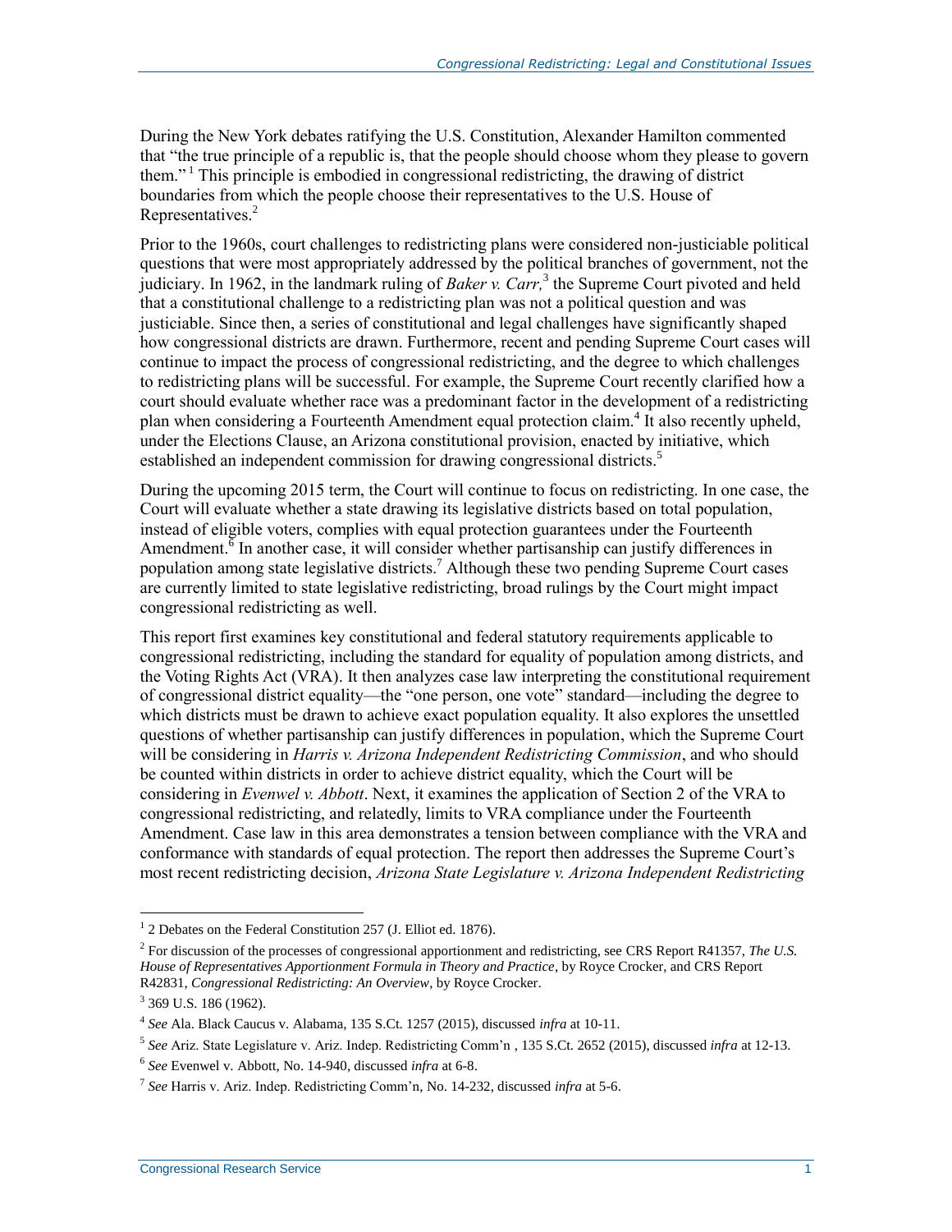During the New York debates ratifying the U.S. Constitution, Alexander Hamilton commented that "the true principle of a republic is, that the people should choose whom they please to govern them."[1] This principle is embodied in congressional redistricting, the drawing of district boundaries from which the people choose their representatives to the U.S. House of Representatives.[2]

Prior to the 1960s, court challenges to redistricting plans were considered non-justiciable political questions that were most appropriately addressed by the political branches of government, not the judiciary. In 1962, in the landmark ruling of *Baker v. Carr,*[3] the Supreme Court pivoted and held that a constitutional challenge to a redistricting plan was not a political question and was justiciable. Since then, a series of constitutional and legal challenges have significantly shaped how congressional districts are drawn. Furthermore, recent and pending Supreme Court cases will continue to impact the process of congressional redistricting, and the degree to which challenges to redistricting plans will be successful. For example, the Supreme Court recently clarified how a court should evaluate whether race was a predominant factor in the development of a redistricting plan when considering a Fourteenth Amendment equal protection claim.[4] It also recently upheld, under the Elections Clause, an Arizona constitutional provision, enacted by initiative, which established an independent commission for drawing congressional districts.[5]

During the upcoming 2015 term, the Court will continue to focus on redistricting. In one case, the Court will evaluate whether a state drawing its legislative districts based on total population, instead of eligible voters, complies with equal protection guarantees under the Fourteenth Amendment.[6] In another case, it will consider whether partisanship can justify differences in population among state legislative districts.[7] Although these two pending Supreme Court cases are currently limited to state legislative redistricting, broad rulings by the Court might impact congressional redistricting as well.

This report first examines key constitutional and federal statutory requirements applicable to congressional redistricting, including the standard for equality of population among districts, and the Voting Rights Act (VRA). It then analyzes case law interpreting the constitutional requirement of congressional district equality—the "one person, one vote" standard—including the degree to which districts must be drawn to achieve exact population equality. It also explores the unsettled questions of whether partisanship can justify differences in population, which the Supreme Court will be considering in *Harris v. Arizona Independent Redistricting Commission*, and who should be counted within districts in order to achieve district equality, which the Court will be considering in *Evenwel v. Abbott*. Next, it examines the application of Section 2 of the VRA to congressional redistricting, and relatedly, limits to VRA compliance under the Fourteenth Amendment. Case law in this area demonstrates a tension between compliance with the VRA and conformance with standards of equal protection. The report then addresses the Supreme Court's most recent redistricting decision, *Arizona State Legislature v. Arizona Independent Redistricting*

---

[1] 2 Debates on the Federal Constitution 257 (J. Elliot ed. 1876).

[2] For discussion of the processes of congressional apportionment and redistricting, see CRS Report R41357, *The U.S. House of Representatives Apportionment Formula in Theory and Practice*, by Royce Crocker, and CRS Report R42831, *Congressional Redistricting: An Overview*, by Royce Crocker.

[3] 369 U.S. 186 (1962).

[4] *See* Ala. Black Caucus v. Alabama, 135 S.Ct. 1257 (2015), discussed *infra* at 10-11.

[5] *See* Ariz. State Legislature v. Ariz. Indep. Redistricting Comm'n , 135 S.Ct. 2652 (2015), discussed *infra* at 12-13.

[6] *See* Evenwel v. Abbott, No. 14-940, discussed *infra* at 6-8.

[7] *See* Harris v. Ariz. Indep. Redistricting Comm'n, No. 14-232, discussed *infra* at 5-6.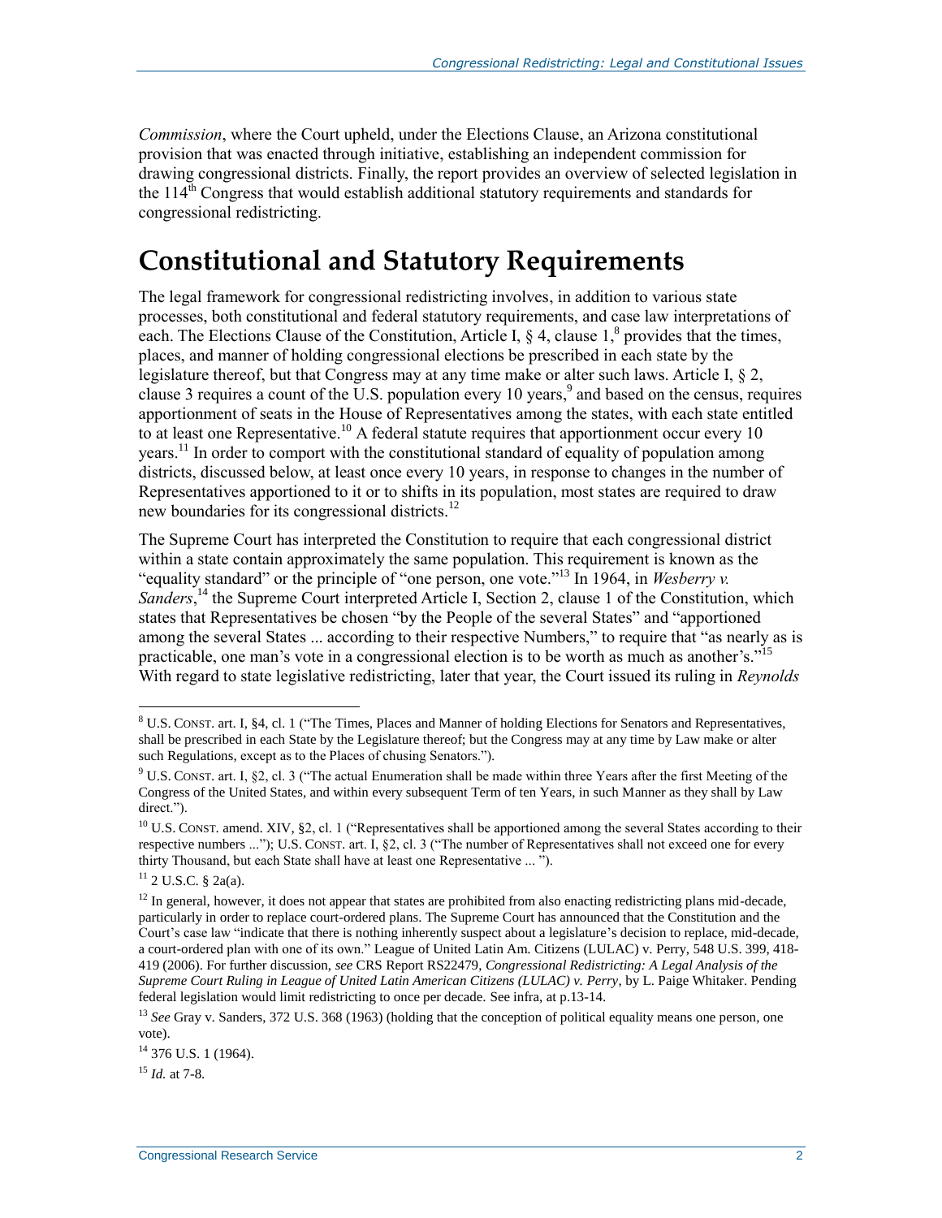*Commission*, where the Court upheld, under the Elections Clause, an Arizona constitutional provision that was enacted through initiative, establishing an independent commission for drawing congressional districts. Finally, the report provides an overview of selected legislation in the 114th Congress that would establish additional statutory requirements and standards for congressional redistricting.

# Constitutional and Statutory Requirements

The legal framework for congressional redistricting involves, in addition to various state processes, both constitutional and federal statutory requirements, and case law interpretations of each. The Elections Clause of the Constitution, Article I, § 4, clause 1,[8] provides that the times, places, and manner of holding congressional elections be prescribed in each state by the legislature thereof, but that Congress may at any time make or alter such laws. Article I, § 2, clause 3 requires a count of the U.S. population every 10 years,[9] and based on the census, requires apportionment of seats in the House of Representatives among the states, with each state entitled to at least one Representative.[10] A federal statute requires that apportionment occur every 10 years.[11] In order to comport with the constitutional standard of equality of population among districts, discussed below, at least once every 10 years, in response to changes in the number of Representatives apportioned to it or to shifts in its population, most states are required to draw new boundaries for its congressional districts.[12]

The Supreme Court has interpreted the Constitution to require that each congressional district within a state contain approximately the same population. This requirement is known as the "equality standard" or the principle of "one person, one vote."[13] In 1964, in *Wesberry v. Sanders*,[14] the Supreme Court interpreted Article I, Section 2, clause 1 of the Constitution, which states that Representatives be chosen "by the People of the several States" and "apportioned among the several States ... according to their respective Numbers," to require that "as nearly as is practicable, one man's vote in a congressional election is to be worth as much as another's."[15] With regard to state legislative redistricting, later that year, the Court issued its ruling in *Reynolds*

---

[8] U.S. CONST. art. I, §4, cl. 1 ("The Times, Places and Manner of holding Elections for Senators and Representatives, shall be prescribed in each State by the Legislature thereof; but the Congress may at any time by Law make or alter such Regulations, except as to the Places of chusing Senators.").

[9] U.S. CONST. art. I, §2, cl. 3 ("The actual Enumeration shall be made within three Years after the first Meeting of the Congress of the United States, and within every subsequent Term of ten Years, in such Manner as they shall by Law direct.").

[10] U.S. CONST. amend. XIV, §2, cl. 1 ("Representatives shall be apportioned among the several States according to their respective numbers ..."); U.S. CONST. art. I, §2, cl. 3 ("The number of Representatives shall not exceed one for every thirty Thousand, but each State shall have at least one Representative ... ").

[11] 2 U.S.C. § 2a(a).

[12] In general, however, it does not appear that states are prohibited from also enacting redistricting plans mid-decade, particularly in order to replace court-ordered plans. The Supreme Court has announced that the Constitution and the Court's case law "indicate that there is nothing inherently suspect about a legislature's decision to replace, mid-decade, a court-ordered plan with one of its own." League of United Latin Am. Citizens (LULAC) v. Perry, 548 U.S. 399, 418-419 (2006). For further discussion, *see* CRS Report RS22479, *Congressional Redistricting: A Legal Analysis of the Supreme Court Ruling in League of United Latin American Citizens (LULAC) v. Perry*, by L. Paige Whitaker. Pending federal legislation would limit redistricting to once per decade. See infra, at p.13-14.

[13] *See* Gray v. Sanders, 372 U.S. 368 (1963) (holding that the conception of political equality means one person, one vote).

[14] 376 U.S. 1 (1964).

[15] *Id.* at 7-8.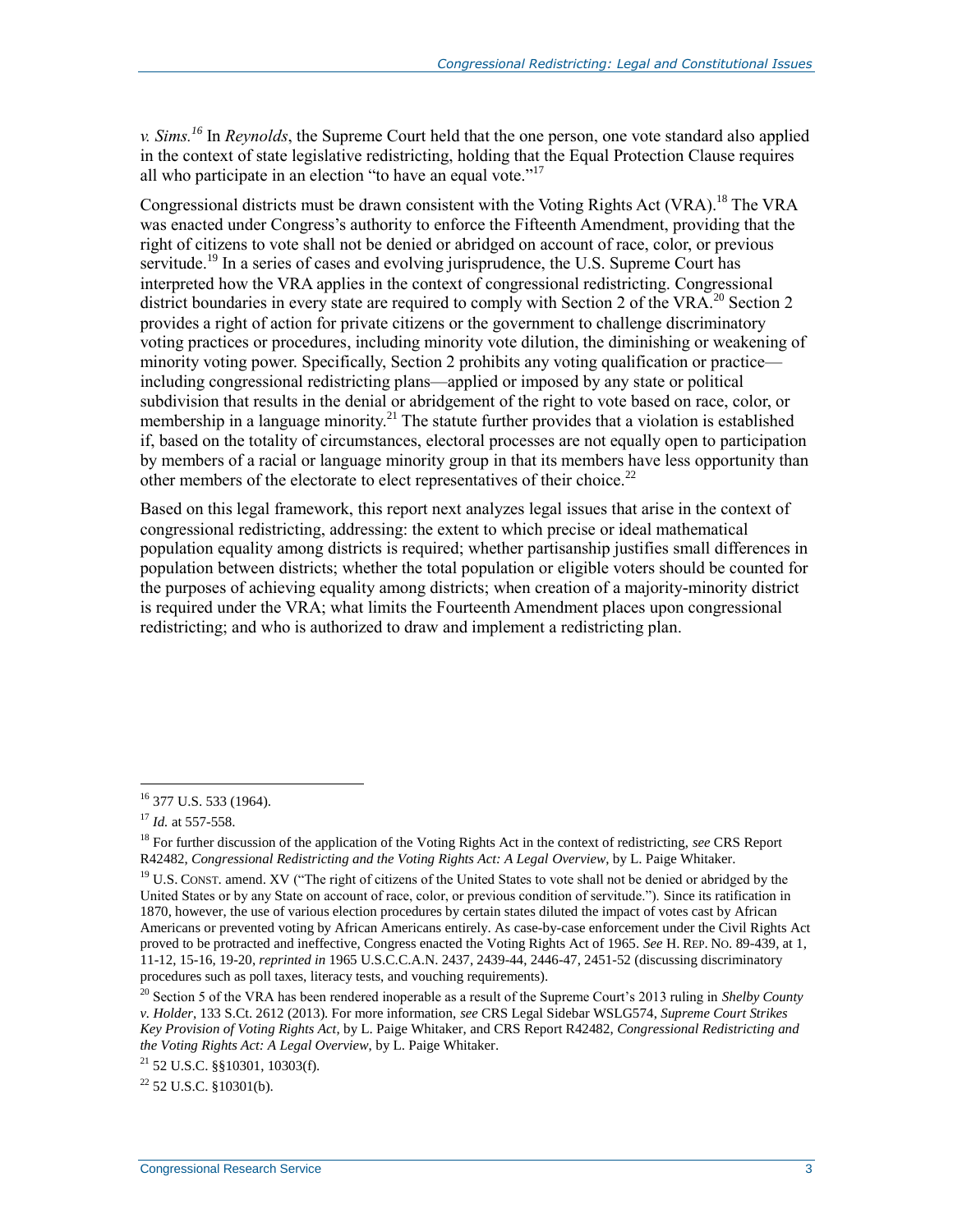*v. Sims.*[16] In *Reynolds*, the Supreme Court held that the one person, one vote standard also applied in the context of state legislative redistricting, holding that the Equal Protection Clause requires all who participate in an election "to have an equal vote."[17]

Congressional districts must be drawn consistent with the Voting Rights Act (VRA).[18] The VRA was enacted under Congress's authority to enforce the Fifteenth Amendment, providing that the right of citizens to vote shall not be denied or abridged on account of race, color, or previous servitude.[19] In a series of cases and evolving jurisprudence, the U.S. Supreme Court has interpreted how the VRA applies in the context of congressional redistricting. Congressional district boundaries in every state are required to comply with Section 2 of the VRA.[20] Section 2 provides a right of action for private citizens or the government to challenge discriminatory voting practices or procedures, including minority vote dilution, the diminishing or weakening of minority voting power. Specifically, Section 2 prohibits any voting qualification or practice—including congressional redistricting plans—applied or imposed by any state or political subdivision that results in the denial or abridgement of the right to vote based on race, color, or membership in a language minority.[21] The statute further provides that a violation is established if, based on the totality of circumstances, electoral processes are not equally open to participation by members of a racial or language minority group in that its members have less opportunity than other members of the electorate to elect representatives of their choice.[22]

Based on this legal framework, this report next analyzes legal issues that arise in the context of congressional redistricting, addressing: the extent to which precise or ideal mathematical population equality among districts is required; whether partisanship justifies small differences in population between districts; whether the total population or eligible voters should be counted for the purposes of achieving equality among districts; when creation of a majority-minority district is required under the VRA; what limits the Fourteenth Amendment places upon congressional redistricting; and who is authorized to draw and implement a redistricting plan.

---

[16] 377 U.S. 533 (1964).

[17] *Id.* at 557-558.

[18] For further discussion of the application of the Voting Rights Act in the context of redistricting, *see* CRS Report R42482, *Congressional Redistricting and the Voting Rights Act: A Legal Overview*, by L. Paige Whitaker.

[19] U.S. CONST. amend. XV ("The right of citizens of the United States to vote shall not be denied or abridged by the United States or by any State on account of race, color, or previous condition of servitude."). Since its ratification in 1870, however, the use of various election procedures by certain states diluted the impact of votes cast by African Americans or prevented voting by African Americans entirely. As case-by-case enforcement under the Civil Rights Act proved to be protracted and ineffective, Congress enacted the Voting Rights Act of 1965. *See* H. REP. NO. 89-439, at 1, 11-12, 15-16, 19-20, *reprinted in* 1965 U.S.C.C.A.N. 2437, 2439-44, 2446-47, 2451-52 (discussing discriminatory procedures such as poll taxes, literacy tests, and vouching requirements).

[20] Section 5 of the VRA has been rendered inoperable as a result of the Supreme Court's 2013 ruling in *Shelby County v. Holder*, 133 S.Ct. 2612 (2013). For more information, *see* CRS Legal Sidebar WSLG574, *Supreme Court Strikes Key Provision of Voting Rights Act*, by L. Paige Whitaker, and CRS Report R42482, *Congressional Redistricting and the Voting Rights Act: A Legal Overview*, by L. Paige Whitaker.

[21] 52 U.S.C. §§10301, 10303(f).

[22] 52 U.S.C. §10301(b).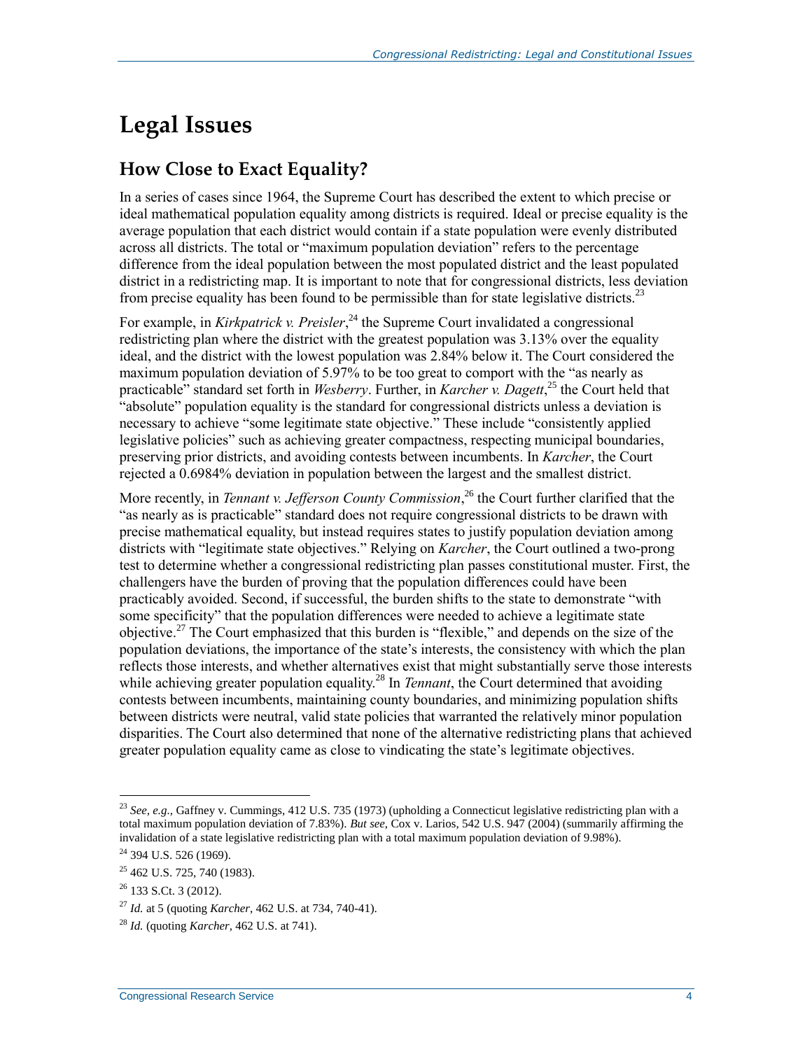# Legal Issues

## How Close to Exact Equality?

In a series of cases since 1964, the Supreme Court has described the extent to which precise or ideal mathematical population equality among districts is required. Ideal or precise equality is the average population that each district would contain if a state population were evenly distributed across all districts. The total or "maximum population deviation" refers to the percentage difference from the ideal population between the most populated district and the least populated district in a redistricting map. It is important to note that for congressional districts, less deviation from precise equality has been found to be permissible than for state legislative districts.[23]

For example, in *Kirkpatrick v. Preisler*,[24] the Supreme Court invalidated a congressional redistricting plan where the district with the greatest population was 3.13% over the equality ideal, and the district with the lowest population was 2.84% below it. The Court considered the maximum population deviation of 5.97% to be too great to comport with the "as nearly as practicable" standard set forth in *Wesberry*. Further, in *Karcher v. Dagett*,[25] the Court held that "absolute" population equality is the standard for congressional districts unless a deviation is necessary to achieve "some legitimate state objective." These include "consistently applied legislative policies" such as achieving greater compactness, respecting municipal boundaries, preserving prior districts, and avoiding contests between incumbents. In *Karcher*, the Court rejected a 0.6984% deviation in population between the largest and the smallest district.

More recently, in *Tennant v. Jefferson County Commission*,[26] the Court further clarified that the "as nearly as is practicable" standard does not require congressional districts to be drawn with precise mathematical equality, but instead requires states to justify population deviation among districts with "legitimate state objectives." Relying on *Karcher*, the Court outlined a two-prong test to determine whether a congressional redistricting plan passes constitutional muster. First, the challengers have the burden of proving that the population differences could have been practicably avoided. Second, if successful, the burden shifts to the state to demonstrate "with some specificity" that the population differences were needed to achieve a legitimate state objective.[27] The Court emphasized that this burden is "flexible," and depends on the size of the population deviations, the importance of the state's interests, the consistency with which the plan reflects those interests, and whether alternatives exist that might substantially serve those interests while achieving greater population equality.[28] In *Tennant*, the Court determined that avoiding contests between incumbents, maintaining county boundaries, and minimizing population shifts between districts were neutral, valid state policies that warranted the relatively minor population disparities. The Court also determined that none of the alternative redistricting plans that achieved greater population equality came as close to vindicating the state's legitimate objectives.

---

[23] *See, e.g.*, Gaffney v. Cummings, 412 U.S. 735 (1973) (upholding a Connecticut legislative redistricting plan with a total maximum population deviation of 7.83%). *But see*, Cox v. Larios, 542 U.S. 947 (2004) (summarily affirming the invalidation of a state legislative redistricting plan with a total maximum population deviation of 9.98%).

[24] 394 U.S. 526 (1969).

[25] 462 U.S. 725, 740 (1983).

[26] 133 S.Ct. 3 (2012).

[27] *Id.* at 5 (quoting *Karcher*, 462 U.S. at 734, 740-41).

[28] *Id.* (quoting *Karcher*, 462 U.S. at 741).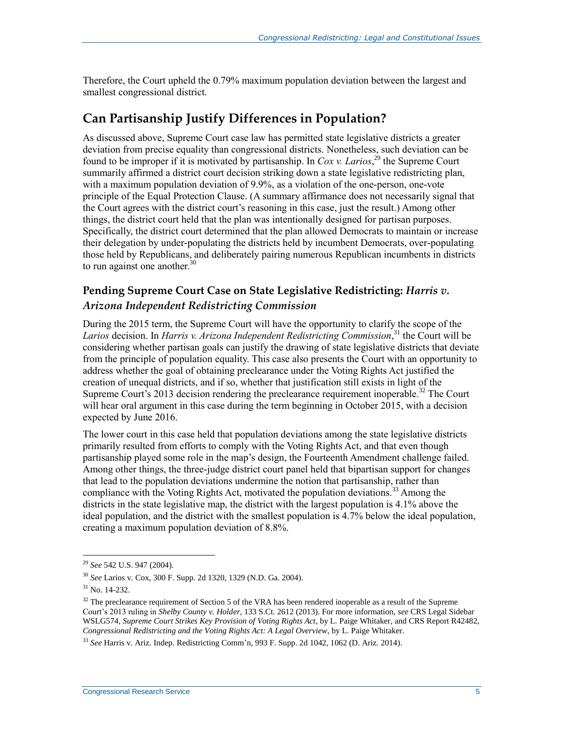Therefore, the Court upheld the 0.79% maximum population deviation between the largest and smallest congressional district.

## Can Partisanship Justify Differences in Population?

As discussed above, Supreme Court case law has permitted state legislative districts a greater deviation from precise equality than congressional districts. Nonetheless, such deviation can be found to be improper if it is motivated by partisanship. In *Cox v. Larios*,[29] the Supreme Court summarily affirmed a district court decision striking down a state legislative redistricting plan, with a maximum population deviation of 9.9%, as a violation of the one-person, one-vote principle of the Equal Protection Clause. (A summary affirmance does not necessarily signal that the Court agrees with the district court's reasoning in this case, just the result.) Among other things, the district court held that the plan was intentionally designed for partisan purposes. Specifically, the district court determined that the plan allowed Democrats to maintain or increase their delegation by under-populating the districts held by incumbent Democrats, over-populating those held by Republicans, and deliberately pairing numerous Republican incumbents in districts to run against one another.[30]

### Pending Supreme Court Case on State Legislative Redistricting: *Harris v. Arizona Independent Redistricting Commission*

During the 2015 term, the Supreme Court will have the opportunity to clarify the scope of the *Larios* decision. In *Harris v. Arizona Independent Redistricting Commission*,[31] the Court will be considering whether partisan goals can justify the drawing of state legislative districts that deviate from the principle of population equality. This case also presents the Court with an opportunity to address whether the goal of obtaining preclearance under the Voting Rights Act justified the creation of unequal districts, and if so, whether that justification still exists in light of the Supreme Court's 2013 decision rendering the preclearance requirement inoperable.[32] The Court will hear oral argument in this case during the term beginning in October 2015, with a decision expected by June 2016.

The lower court in this case held that population deviations among the state legislative districts primarily resulted from efforts to comply with the Voting Rights Act, and that even though partisanship played some role in the map's design, the Fourteenth Amendment challenge failed. Among other things, the three-judge district court panel held that bipartisan support for changes that lead to the population deviations undermine the notion that partisanship, rather than compliance with the Voting Rights Act, motivated the population deviations.[33] Among the districts in the state legislative map, the district with the largest population is 4.1% above the ideal population, and the district with the smallest population is 4.7% below the ideal population, creating a maximum population deviation of 8.8%.

---

[29] *See* 542 U.S. 947 (2004).

[30] *See* Larios v. Cox, 300 F. Supp. 2d 1320, 1329 (N.D. Ga. 2004).

[31] No. 14-232.

[32] The preclearance requirement of Section 5 of the VRA has been rendered inoperable as a result of the Supreme Court's 2013 ruling in *Shelby County v. Holder*, 133 S.Ct. 2612 (2013). For more information, *see* CRS Legal Sidebar WSLG574, *Supreme Court Strikes Key Provision of Voting Rights Act*, by L. Paige Whitaker, and CRS Report R42482, *Congressional Redistricting and the Voting Rights Act: A Legal Overview*, by L. Paige Whitaker.

[33] *See* Harris v. Ariz. Indep. Redistricting Comm'n, 993 F. Supp. 2d 1042, 1062 (D. Ariz. 2014).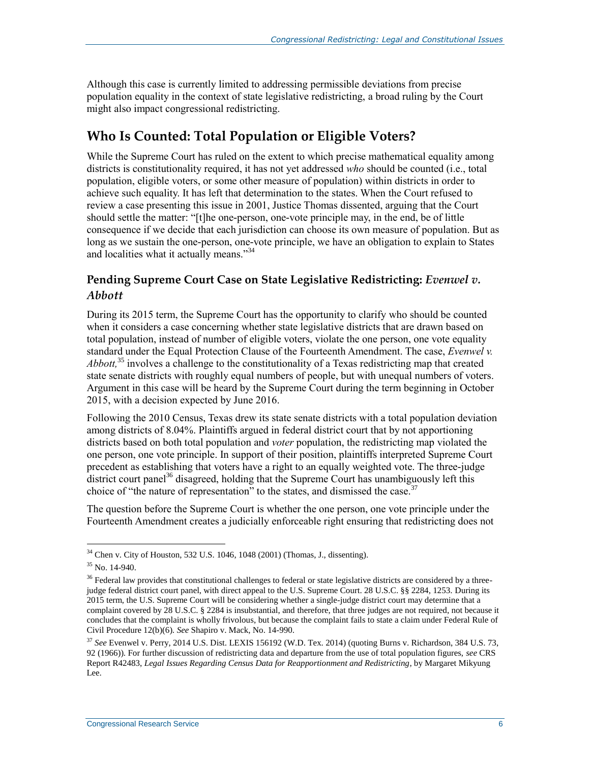Although this case is currently limited to addressing permissible deviations from precise population equality in the context of state legislative redistricting, a broad ruling by the Court might also impact congressional redistricting.

## Who Is Counted: Total Population or Eligible Voters?

While the Supreme Court has ruled on the extent to which precise mathematical equality among districts is constitutionality required, it has not yet addressed *who* should be counted (i.e., total population, eligible voters, or some other measure of population) within districts in order to achieve such equality. It has left that determination to the states. When the Court refused to review a case presenting this issue in 2001, Justice Thomas dissented, arguing that the Court should settle the matter: "[t]he one-person, one-vote principle may, in the end, be of little consequence if we decide that each jurisdiction can choose its own measure of population. But as long as we sustain the one-person, one-vote principle, we have an obligation to explain to States and localities what it actually means."[34]

### Pending Supreme Court Case on State Legislative Redistricting: *Evenwel v. Abbott*

During its 2015 term, the Supreme Court has the opportunity to clarify who should be counted when it considers a case concerning whether state legislative districts that are drawn based on total population, instead of number of eligible voters, violate the one person, one vote equality standard under the Equal Protection Clause of the Fourteenth Amendment. The case, *Evenwel v. Abbott,*[35] involves a challenge to the constitutionality of a Texas redistricting map that created state senate districts with roughly equal numbers of people, but with unequal numbers of voters. Argument in this case will be heard by the Supreme Court during the term beginning in October 2015, with a decision expected by June 2016.

Following the 2010 Census, Texas drew its state senate districts with a total population deviation among districts of 8.04%. Plaintiffs argued in federal district court that by not apportioning districts based on both total population and *voter* population, the redistricting map violated the one person, one vote principle. In support of their position, plaintiffs interpreted Supreme Court precedent as establishing that voters have a right to an equally weighted vote. The three-judge district court panel[36] disagreed, holding that the Supreme Court has unambiguously left this choice of "the nature of representation" to the states, and dismissed the case.[37]

The question before the Supreme Court is whether the one person, one vote principle under the Fourteenth Amendment creates a judicially enforceable right ensuring that redistricting does not

---

[34] Chen v. City of Houston, 532 U.S. 1046, 1048 (2001) (Thomas, J., dissenting).

[35] No. 14-940.

[36] Federal law provides that constitutional challenges to federal or state legislative districts are considered by a three-judge federal district court panel, with direct appeal to the U.S. Supreme Court. 28 U.S.C. §§ 2284, 1253. During its 2015 term, the U.S. Supreme Court will be considering whether a single-judge district court may determine that a complaint covered by 28 U.S.C. § 2284 is insubstantial, and therefore, that three judges are not required, not because it concludes that the complaint is wholly frivolous, but because the complaint fails to state a claim under Federal Rule of Civil Procedure 12(b)(6). *See* Shapiro v. Mack, No. 14-990.

[37] *See* Evenwel v. Perry, 2014 U.S. Dist. LEXIS 156192 (W.D. Tex. 2014) (quoting Burns v. Richardson, 384 U.S. 73, 92 (1966)). For further discussion of redistricting data and departure from the use of total population figures, *see* CRS Report R42483, *Legal Issues Regarding Census Data for Reapportionment and Redistricting*, by Margaret Mikyung Lee.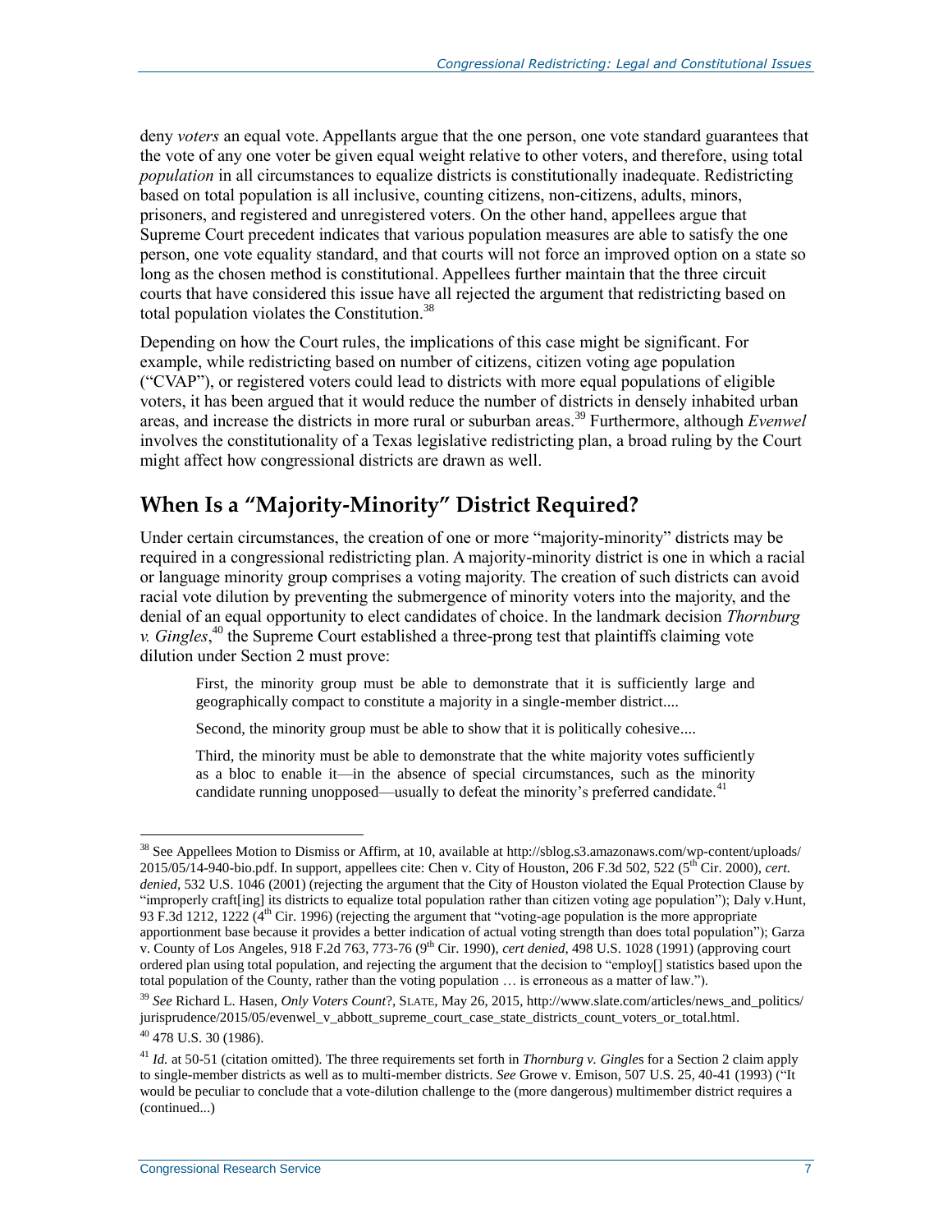deny *voters* an equal vote. Appellants argue that the one person, one vote standard guarantees that the vote of any one voter be given equal weight relative to other voters, and therefore, using total *population* in all circumstances to equalize districts is constitutionally inadequate. Redistricting based on total population is all inclusive, counting citizens, non-citizens, adults, minors, prisoners, and registered and unregistered voters. On the other hand, appellees argue that Supreme Court precedent indicates that various population measures are able to satisfy the one person, one vote equality standard, and that courts will not force an improved option on a state so long as the chosen method is constitutional. Appellees further maintain that the three circuit courts that have considered this issue have all rejected the argument that redistricting based on total population violates the Constitution.[38]

Depending on how the Court rules, the implications of this case might be significant. For example, while redistricting based on number of citizens, citizen voting age population ("CVAP"), or registered voters could lead to districts with more equal populations of eligible voters, it has been argued that it would reduce the number of districts in densely inhabited urban areas, and increase the districts in more rural or suburban areas.[39] Furthermore, although *Evenwel* involves the constitutionality of a Texas legislative redistricting plan, a broad ruling by the Court might affect how congressional districts are drawn as well.

## When Is a "Majority-Minority" District Required?

Under certain circumstances, the creation of one or more "majority-minority" districts may be required in a congressional redistricting plan. A majority-minority district is one in which a racial or language minority group comprises a voting majority. The creation of such districts can avoid racial vote dilution by preventing the submergence of minority voters into the majority, and the denial of an equal opportunity to elect candidates of choice. In the landmark decision *Thornburg v. Gingles*,[40] the Supreme Court established a three-prong test that plaintiffs claiming vote dilution under Section 2 must prove:

> First, the minority group must be able to demonstrate that it is sufficiently large and geographically compact to constitute a majority in a single-member district....
>
> Second, the minority group must be able to show that it is politically cohesive....
>
> Third, the minority must be able to demonstrate that the white majority votes sufficiently as a bloc to enable it—in the absence of special circumstances, such as the minority candidate running unopposed—usually to defeat the minority's preferred candidate.[41]

---

[38] See Appellees Motion to Dismiss or Affirm, at 10, available at http://sblog.s3.amazonaws.com/wp-content/uploads/2015/05/14-940-bio.pdf. In support, appellees cite: Chen v. City of Houston, 206 F.3d 502, 522 (5th Cir. 2000), *cert. denied*, 532 U.S. 1046 (2001) (rejecting the argument that the City of Houston violated the Equal Protection Clause by "improperly craft[ing] its districts to equalize total population rather than citizen voting age population"); Daly v.Hunt, 93 F.3d 1212, 1222 (4th Cir. 1996) (rejecting the argument that "voting-age population is the more appropriate apportionment base because it provides a better indication of actual voting strength than does total population"); Garza v. County of Los Angeles, 918 F.2d 763, 773-76 (9th Cir. 1990), *cert denied*, 498 U.S. 1028 (1991) (approving court ordered plan using total population, and rejecting the argument that the decision to "employ[] statistics based upon the total population of the County, rather than the voting population … is erroneous as a matter of law.").

[39] *See* Richard L. Hasen, *Only Voters Count*?, SLATE, May 26, 2015, http://www.slate.com/articles/news_and_politics/jurisprudence/2015/05/evenwel_v_abbott_supreme_court_case_state_districts_count_voters_or_total.html.

[40] 478 U.S. 30 (1986).

[41] *Id.* at 50-51 (citation omitted). The three requirements set forth in *Thornburg v. Gingles* for a Section 2 claim apply to single-member districts as well as to multi-member districts. *See* Growe v. Emison, 507 U.S. 25, 40-41 (1993) ("It would be peculiar to conclude that a vote-dilution challenge to the (more dangerous) multimember district requires a (continued...)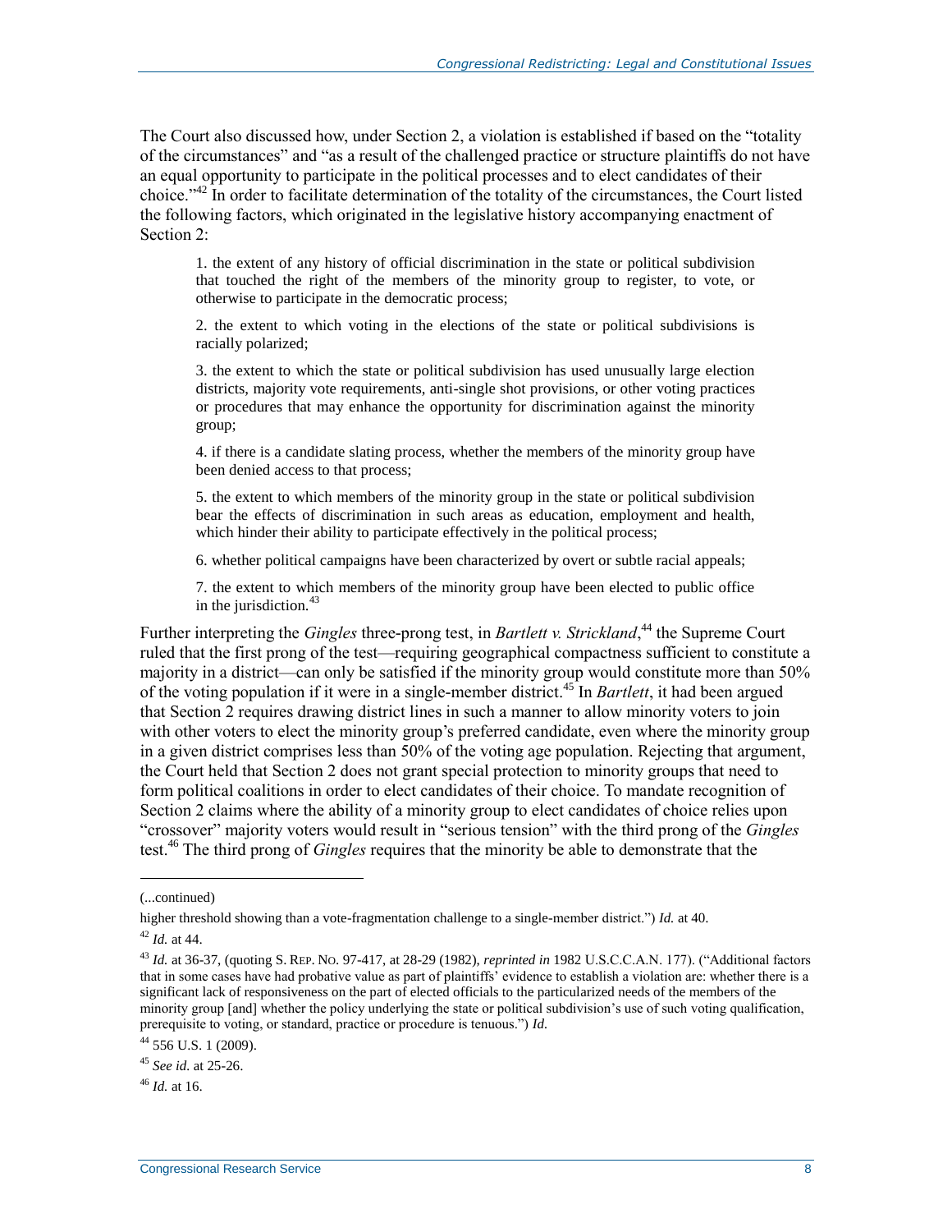The Court also discussed how, under Section 2, a violation is established if based on the "totality of the circumstances" and "as a result of the challenged practice or structure plaintiffs do not have an equal opportunity to participate in the political processes and to elect candidates of their choice."[42] In order to facilitate determination of the totality of the circumstances, the Court listed the following factors, which originated in the legislative history accompanying enactment of Section 2:

> 1. the extent of any history of official discrimination in the state or political subdivision that touched the right of the members of the minority group to register, to vote, or otherwise to participate in the democratic process;
>
> 2. the extent to which voting in the elections of the state or political subdivisions is racially polarized;
>
> 3. the extent to which the state or political subdivision has used unusually large election districts, majority vote requirements, anti-single shot provisions, or other voting practices or procedures that may enhance the opportunity for discrimination against the minority group;
>
> 4. if there is a candidate slating process, whether the members of the minority group have been denied access to that process;
>
> 5. the extent to which members of the minority group in the state or political subdivision bear the effects of discrimination in such areas as education, employment and health, which hinder their ability to participate effectively in the political process;
>
> 6. whether political campaigns have been characterized by overt or subtle racial appeals;
>
> 7. the extent to which members of the minority group have been elected to public office in the jurisdiction.[43]

Further interpreting the *Gingles* three-prong test, in *Bartlett v. Strickland*,[44] the Supreme Court ruled that the first prong of the test—requiring geographical compactness sufficient to constitute a majority in a district—can only be satisfied if the minority group would constitute more than 50% of the voting population if it were in a single-member district.[45] In *Bartlett*, it had been argued that Section 2 requires drawing district lines in such a manner to allow minority voters to join with other voters to elect the minority group's preferred candidate, even where the minority group in a given district comprises less than 50% of the voting age population. Rejecting that argument, the Court held that Section 2 does not grant special protection to minority groups that need to form political coalitions in order to elect candidates of their choice. To mandate recognition of Section 2 claims where the ability of a minority group to elect candidates of choice relies upon "crossover" majority voters would result in "serious tension" with the third prong of the *Gingles* test.[46] The third prong of *Gingles* requires that the minority be able to demonstrate that the

---

(...continued)

higher threshold showing than a vote-fragmentation challenge to a single-member district.") *Id.* at 40.

[42] *Id.* at 44.

[43] *Id.* at 36-37, (quoting S. Rep. No. 97-417, at 28-29 (1982), *reprinted in* 1982 U.S.C.C.A.N. 177). ("Additional factors that in some cases have had probative value as part of plaintiffs' evidence to establish a violation are: whether there is a significant lack of responsiveness on the part of elected officials to the particularized needs of the members of the minority group [and] whether the policy underlying the state or political subdivision's use of such voting qualification, prerequisite to voting, or standard, practice or procedure is tenuous.") *Id.*

[44] 556 U.S. 1 (2009).

[45] *See id.* at 25-26.

[46] *Id.* at 16.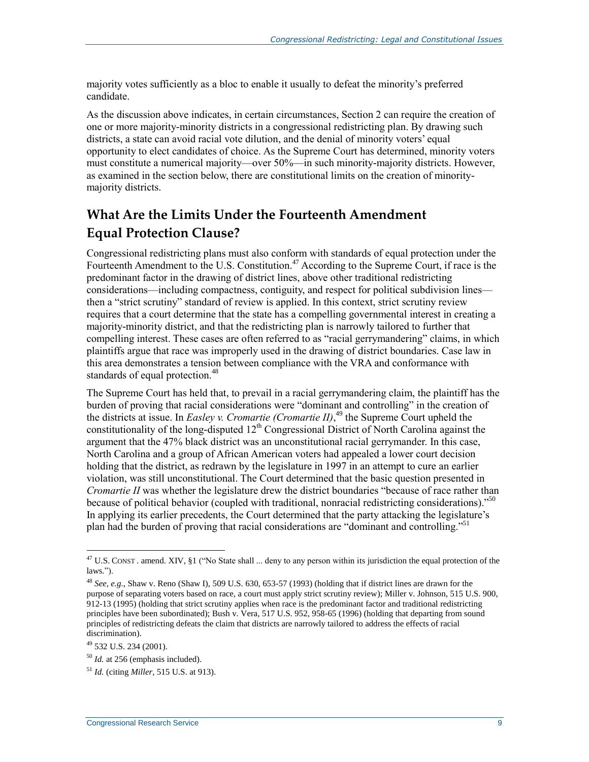majority votes sufficiently as a bloc to enable it usually to defeat the minority's preferred candidate.

As the discussion above indicates, in certain circumstances, Section 2 can require the creation of one or more majority-minority districts in a congressional redistricting plan. By drawing such districts, a state can avoid racial vote dilution, and the denial of minority voters' equal opportunity to elect candidates of choice. As the Supreme Court has determined, minority voters must constitute a numerical majority—over 50%—in such minority-majority districts. However, as examined in the section below, there are constitutional limits on the creation of minority-majority districts.

## What Are the Limits Under the Fourteenth Amendment Equal Protection Clause?

Congressional redistricting plans must also conform with standards of equal protection under the Fourteenth Amendment to the U.S. Constitution.[47] According to the Supreme Court, if race is the predominant factor in the drawing of district lines, above other traditional redistricting considerations—including compactness, contiguity, and respect for political subdivision lines—then a "strict scrutiny" standard of review is applied. In this context, strict scrutiny review requires that a court determine that the state has a compelling governmental interest in creating a majority-minority district, and that the redistricting plan is narrowly tailored to further that compelling interest. These cases are often referred to as "racial gerrymandering" claims, in which plaintiffs argue that race was improperly used in the drawing of district boundaries. Case law in this area demonstrates a tension between compliance with the VRA and conformance with standards of equal protection.[48]

The Supreme Court has held that, to prevail in a racial gerrymandering claim, the plaintiff has the burden of proving that racial considerations were "dominant and controlling" in the creation of the districts at issue. In *Easley v. Cromartie (Cromartie II)*,[49] the Supreme Court upheld the constitutionality of the long-disputed 12th Congressional District of North Carolina against the argument that the 47% black district was an unconstitutional racial gerrymander. In this case, North Carolina and a group of African American voters had appealed a lower court decision holding that the district, as redrawn by the legislature in 1997 in an attempt to cure an earlier violation, was still unconstitutional. The Court determined that the basic question presented in *Cromartie II* was whether the legislature drew the district boundaries "because of race rather than because of political behavior (coupled with traditional, nonracial redistricting considerations)."[50] In applying its earlier precedents, the Court determined that the party attacking the legislature's plan had the burden of proving that racial considerations are "dominant and controlling."[51]

---

[47] U.S. CONST. amend. XIV, §1 ("No State shall ... deny to any person within its jurisdiction the equal protection of the laws.").

[48] *See, e.g.*, Shaw v. Reno (Shaw I), 509 U.S. 630, 653-57 (1993) (holding that if district lines are drawn for the purpose of separating voters based on race, a court must apply strict scrutiny review); Miller v. Johnson, 515 U.S. 900, 912-13 (1995) (holding that strict scrutiny applies when race is the predominant factor and traditional redistricting principles have been subordinated); Bush v. Vera, 517 U.S. 952, 958-65 (1996) (holding that departing from sound principles of redistricting defeats the claim that districts are narrowly tailored to address the effects of racial discrimination).

[49] 532 U.S. 234 (2001).

[50] *Id.* at 256 (emphasis included).

[51] *Id.* (citing *Miller*, 515 U.S. at 913).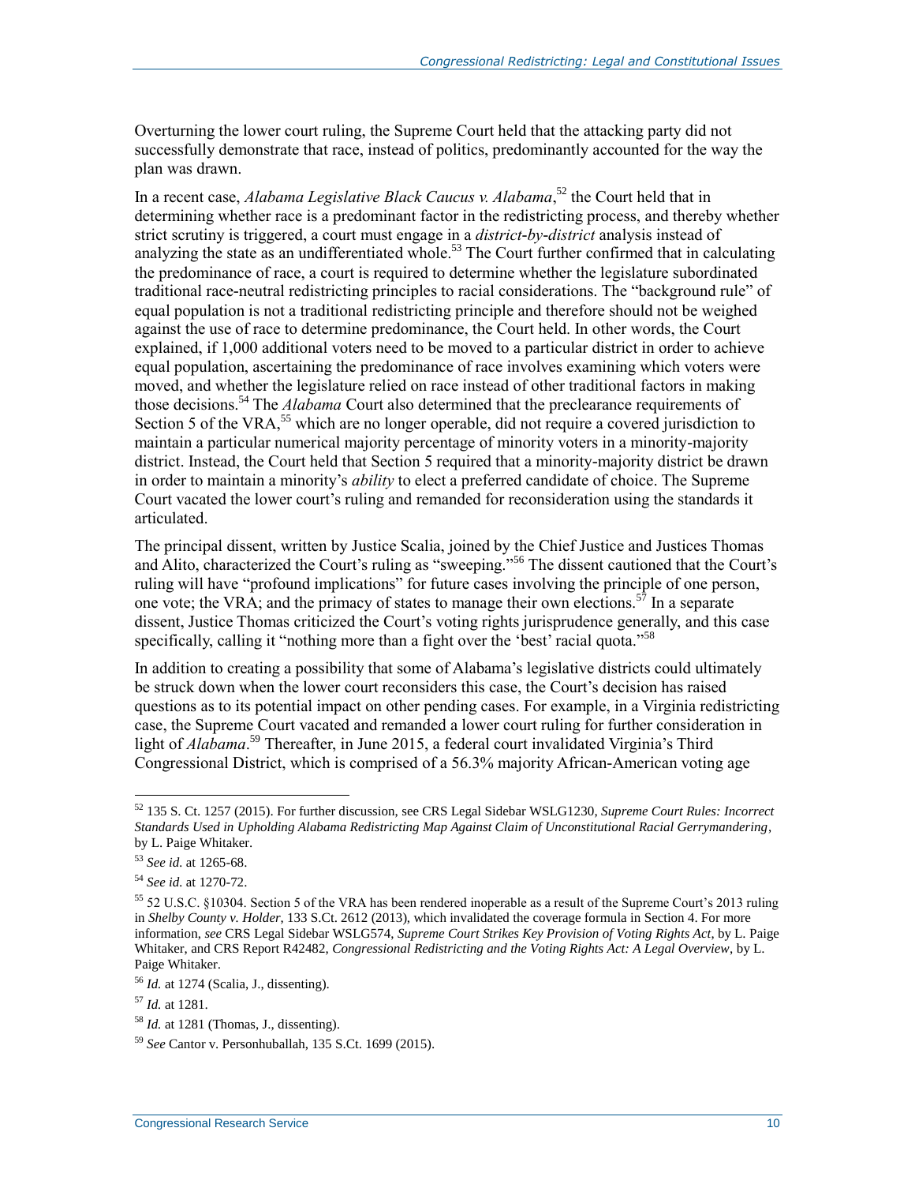Overturning the lower court ruling, the Supreme Court held that the attacking party did not successfully demonstrate that race, instead of politics, predominantly accounted for the way the plan was drawn.

In a recent case, *Alabama Legislative Black Caucus v. Alabama*,[52] the Court held that in determining whether race is a predominant factor in the redistricting process, and thereby whether strict scrutiny is triggered, a court must engage in a *district-by-district* analysis instead of analyzing the state as an undifferentiated whole.[53] The Court further confirmed that in calculating the predominance of race, a court is required to determine whether the legislature subordinated traditional race-neutral redistricting principles to racial considerations. The "background rule" of equal population is not a traditional redistricting principle and therefore should not be weighed against the use of race to determine predominance, the Court held. In other words, the Court explained, if 1,000 additional voters need to be moved to a particular district in order to achieve equal population, ascertaining the predominance of race involves examining which voters were moved, and whether the legislature relied on race instead of other traditional factors in making those decisions.[54] The *Alabama* Court also determined that the preclearance requirements of Section 5 of the VRA,[55] which are no longer operable, did not require a covered jurisdiction to maintain a particular numerical majority percentage of minority voters in a minority-majority district. Instead, the Court held that Section 5 required that a minority-majority district be drawn in order to maintain a minority's *ability* to elect a preferred candidate of choice. The Supreme Court vacated the lower court's ruling and remanded for reconsideration using the standards it articulated.

The principal dissent, written by Justice Scalia, joined by the Chief Justice and Justices Thomas and Alito, characterized the Court's ruling as "sweeping."[56] The dissent cautioned that the Court's ruling will have "profound implications" for future cases involving the principle of one person, one vote; the VRA; and the primacy of states to manage their own elections.[57] In a separate dissent, Justice Thomas criticized the Court's voting rights jurisprudence generally, and this case specifically, calling it "nothing more than a fight over the 'best' racial quota."[58]

In addition to creating a possibility that some of Alabama's legislative districts could ultimately be struck down when the lower court reconsiders this case, the Court's decision has raised questions as to its potential impact on other pending cases. For example, in a Virginia redistricting case, the Supreme Court vacated and remanded a lower court ruling for further consideration in light of *Alabama*.[59] Thereafter, in June 2015, a federal court invalidated Virginia's Third Congressional District, which is comprised of a 56.3% majority African-American voting age

---

[52] 135 S. Ct. 1257 (2015). For further discussion, see CRS Legal Sidebar WSLG1230, *Supreme Court Rules: Incorrect Standards Used in Upholding Alabama Redistricting Map Against Claim of Unconstitutional Racial Gerrymandering*, by L. Paige Whitaker.

[53] *See id.* at 1265-68.

[54] *See id.* at 1270-72.

[55] 52 U.S.C. §10304. Section 5 of the VRA has been rendered inoperable as a result of the Supreme Court's 2013 ruling in *Shelby County v. Holder*, 133 S.Ct. 2612 (2013), which invalidated the coverage formula in Section 4. For more information, *see* CRS Legal Sidebar WSLG574, *Supreme Court Strikes Key Provision of Voting Rights Act*, by L. Paige Whitaker, and CRS Report R42482, *Congressional Redistricting and the Voting Rights Act: A Legal Overview*, by L. Paige Whitaker.

[56] *Id.* at 1274 (Scalia, J., dissenting).

[57] *Id.* at 1281.

[58] *Id.* at 1281 (Thomas, J., dissenting).

[59] *See* Cantor v. Personhuballah, 135 S.Ct. 1699 (2015).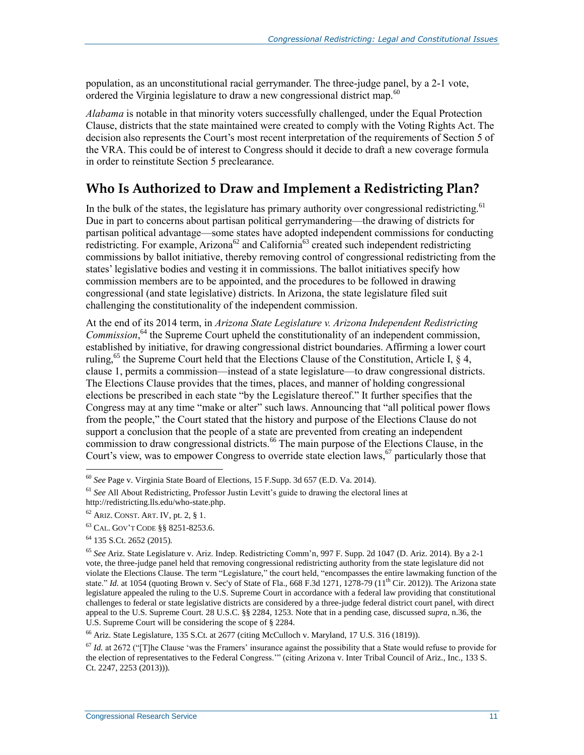population, as an unconstitutional racial gerrymander. The three-judge panel, by a 2-1 vote, ordered the Virginia legislature to draw a new congressional district map.[60]

*Alabama* is notable in that minority voters successfully challenged, under the Equal Protection Clause, districts that the state maintained were created to comply with the Voting Rights Act. The decision also represents the Court's most recent interpretation of the requirements of Section 5 of the VRA. This could be of interest to Congress should it decide to draft a new coverage formula in order to reinstitute Section 5 preclearance.

## Who Is Authorized to Draw and Implement a Redistricting Plan?

In the bulk of the states, the legislature has primary authority over congressional redistricting.[61] Due in part to concerns about partisan political gerrymandering—the drawing of districts for partisan political advantage—some states have adopted independent commissions for conducting redistricting. For example, Arizona[62] and California[63] created such independent redistricting commissions by ballot initiative, thereby removing control of congressional redistricting from the states' legislative bodies and vesting it in commissions. The ballot initiatives specify how commission members are to be appointed, and the procedures to be followed in drawing congressional (and state legislative) districts. In Arizona, the state legislature filed suit challenging the constitutionality of the independent commission.

At the end of its 2014 term, in *Arizona State Legislature v. Arizona Independent Redistricting Commission*,[64] the Supreme Court upheld the constitutionality of an independent commission, established by initiative, for drawing congressional district boundaries. Affirming a lower court ruling,[65] the Supreme Court held that the Elections Clause of the Constitution, Article I, § 4, clause 1, permits a commission—instead of a state legislature—to draw congressional districts. The Elections Clause provides that the times, places, and manner of holding congressional elections be prescribed in each state "by the Legislature thereof." It further specifies that the Congress may at any time "make or alter" such laws. Announcing that "all political power flows from the people," the Court stated that the history and purpose of the Elections Clause do not support a conclusion that the people of a state are prevented from creating an independent commission to draw congressional districts.[66] The main purpose of the Elections Clause, in the Court's view, was to empower Congress to override state election laws,[67] particularly those that

---

[60] *See* Page v. Virginia State Board of Elections, 15 F.Supp. 3d 657 (E.D. Va. 2014).

[61] *See* All About Redistricting, Professor Justin Levitt's guide to drawing the electoral lines at http://redistricting.lls.edu/who-state.php.

[62] ARIZ. CONST. ART. IV, pt. 2, § 1.

[63] CAL. GOV'T CODE §§ 8251-8253.6.

[64] 135 S.Ct. 2652 (2015).

[65] *See* Ariz. State Legislature v. Ariz. Indep. Redistricting Comm'n, 997 F. Supp. 2d 1047 (D. Ariz. 2014). By a 2-1 vote, the three-judge panel held that removing congressional redistricting authority from the state legislature did not violate the Elections Clause. The term "Legislature," the court held, "encompasses the entire lawmaking function of the state." *Id.* at 1054 (quoting Brown v. Sec'y of State of Fla., 668 F.3d 1271, 1278-79 (11th Cir. 2012)). The Arizona state legislature appealed the ruling to the U.S. Supreme Court in accordance with a federal law providing that constitutional challenges to federal or state legislative districts are considered by a three-judge federal district court panel, with direct appeal to the U.S. Supreme Court. 28 U.S.C. §§ 2284, 1253. Note that in a pending case, discussed *supra*, n.36, the U.S. Supreme Court will be considering the scope of § 2284.

[66] Ariz. State Legislature, 135 S.Ct. at 2677 (citing McCulloch v. Maryland, 17 U.S. 316 (1819)).

[67] *Id.* at 2672 ("[T]he Clause 'was the Framers' insurance against the possibility that a State would refuse to provide for the election of representatives to the Federal Congress.'" (citing Arizona v. Inter Tribal Council of Ariz., Inc., 133 S. Ct. 2247, 2253 (2013))).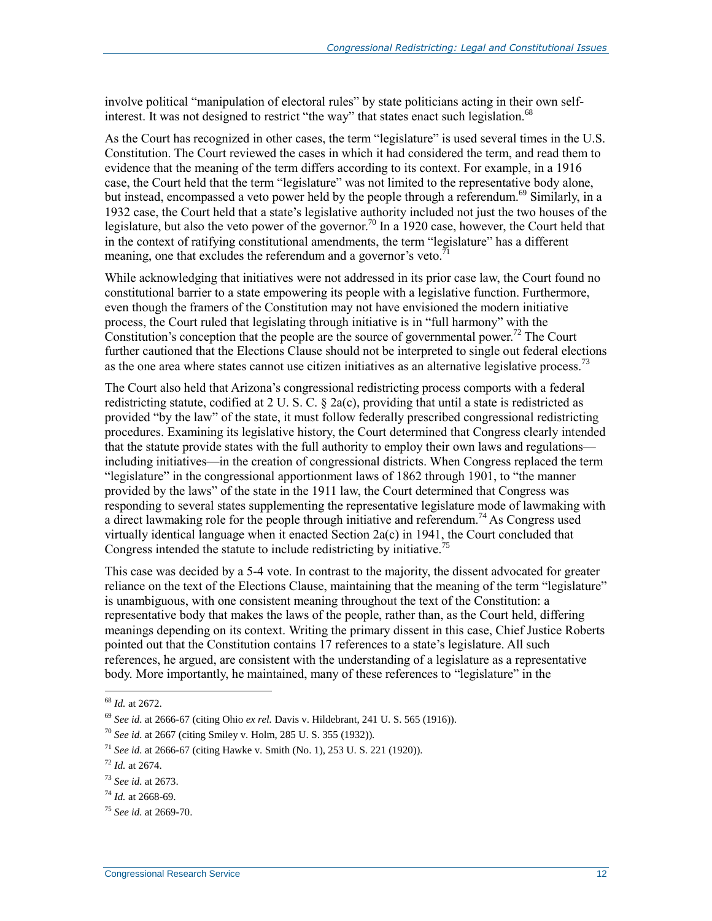involve political "manipulation of electoral rules" by state politicians acting in their own self-interest. It was not designed to restrict "the way" that states enact such legislation.[68]

As the Court has recognized in other cases, the term "legislature" is used several times in the U.S. Constitution. The Court reviewed the cases in which it had considered the term, and read them to evidence that the meaning of the term differs according to its context. For example, in a 1916 case, the Court held that the term "legislature" was not limited to the representative body alone, but instead, encompassed a veto power held by the people through a referendum.[69] Similarly, in a 1932 case, the Court held that a state's legislative authority included not just the two houses of the legislature, but also the veto power of the governor.[70] In a 1920 case, however, the Court held that in the context of ratifying constitutional amendments, the term "legislature" has a different meaning, one that excludes the referendum and a governor's veto.[71]

While acknowledging that initiatives were not addressed in its prior case law, the Court found no constitutional barrier to a state empowering its people with a legislative function. Furthermore, even though the framers of the Constitution may not have envisioned the modern initiative process, the Court ruled that legislating through initiative is in "full harmony" with the Constitution's conception that the people are the source of governmental power.[72] The Court further cautioned that the Elections Clause should not be interpreted to single out federal elections as the one area where states cannot use citizen initiatives as an alternative legislative process.[73]

The Court also held that Arizona's congressional redistricting process comports with a federal redistricting statute, codified at 2 U. S. C. § 2a(c), providing that until a state is redistricted as provided "by the law" of the state, it must follow federally prescribed congressional redistricting procedures. Examining its legislative history, the Court determined that Congress clearly intended that the statute provide states with the full authority to employ their own laws and regulations—including initiatives—in the creation of congressional districts. When Congress replaced the term "legislature" in the congressional apportionment laws of 1862 through 1901, to "the manner provided by the laws" of the state in the 1911 law, the Court determined that Congress was responding to several states supplementing the representative legislature mode of lawmaking with a direct lawmaking role for the people through initiative and referendum.[74] As Congress used virtually identical language when it enacted Section 2a(c) in 1941, the Court concluded that Congress intended the statute to include redistricting by initiative.[75]

This case was decided by a 5-4 vote. In contrast to the majority, the dissent advocated for greater reliance on the text of the Elections Clause, maintaining that the meaning of the term "legislature" is unambiguous, with one consistent meaning throughout the text of the Constitution: a representative body that makes the laws of the people, rather than, as the Court held, differing meanings depending on its context. Writing the primary dissent in this case, Chief Justice Roberts pointed out that the Constitution contains 17 references to a state's legislature. All such references, he argued, are consistent with the understanding of a legislature as a representative body. More importantly, he maintained, many of these references to "legislature" in the

---

[68] *Id.* at 2672.

[69] *See id.* at 2666-67 (citing Ohio *ex rel.* Davis v. Hildebrant, 241 U. S. 565 (1916)).

[70] *See id.* at 2667 (citing Smiley v. Holm, 285 U. S. 355 (1932)).

[71] *See id.* at 2666-67 (citing Hawke v. Smith (No. 1), 253 U. S. 221 (1920)).

[72] *Id.* at 2674.

[73] *See id.* at 2673.

[74] *Id.* at 2668-69.

[75] *See id.* at 2669-70.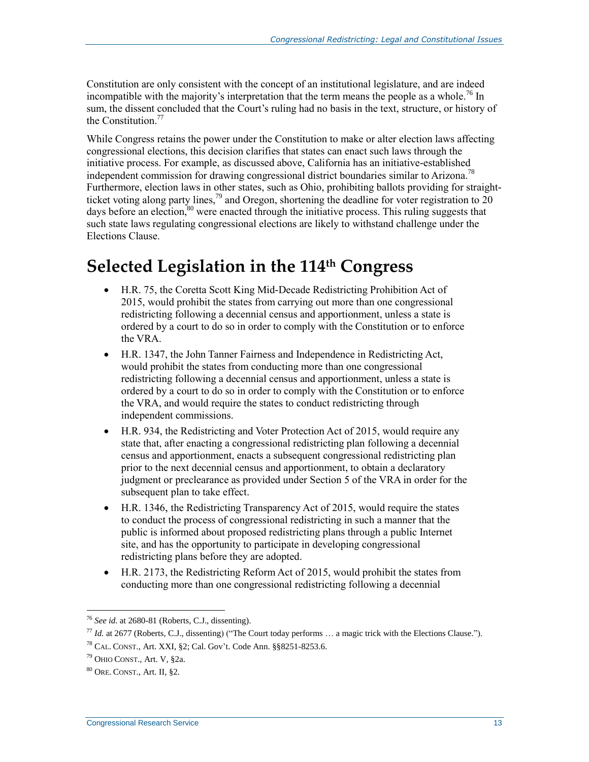Constitution are only consistent with the concept of an institutional legislature, and are indeed incompatible with the majority's interpretation that the term means the people as a whole.[76] In sum, the dissent concluded that the Court's ruling had no basis in the text, structure, or history of the Constitution.[77]

While Congress retains the power under the Constitution to make or alter election laws affecting congressional elections, this decision clarifies that states can enact such laws through the initiative process. For example, as discussed above, California has an initiative-established independent commission for drawing congressional district boundaries similar to Arizona.[78] Furthermore, election laws in other states, such as Ohio, prohibiting ballots providing for straight-ticket voting along party lines,[79] and Oregon, shortening the deadline for voter registration to 20 days before an election,[80] were enacted through the initiative process. This ruling suggests that such state laws regulating congressional elections are likely to withstand challenge under the Elections Clause.

# Selected Legislation in the 114th Congress

- H.R. 75, the Coretta Scott King Mid-Decade Redistricting Prohibition Act of 2015, would prohibit the states from carrying out more than one congressional redistricting following a decennial census and apportionment, unless a state is ordered by a court to do so in order to comply with the Constitution or to enforce the VRA.
- H.R. 1347, the John Tanner Fairness and Independence in Redistricting Act, would prohibit the states from conducting more than one congressional redistricting following a decennial census and apportionment, unless a state is ordered by a court to do so in order to comply with the Constitution or to enforce the VRA, and would require the states to conduct redistricting through independent commissions.
- H.R. 934, the Redistricting and Voter Protection Act of 2015, would require any state that, after enacting a congressional redistricting plan following a decennial census and apportionment, enacts a subsequent congressional redistricting plan prior to the next decennial census and apportionment, to obtain a declaratory judgment or preclearance as provided under Section 5 of the VRA in order for the subsequent plan to take effect.
- H.R. 1346, the Redistricting Transparency Act of 2015, would require the states to conduct the process of congressional redistricting in such a manner that the public is informed about proposed redistricting plans through a public Internet site, and has the opportunity to participate in developing congressional redistricting plans before they are adopted.
- H.R. 2173, the Redistricting Reform Act of 2015, would prohibit the states from conducting more than one congressional redistricting following a decennial

---

[76] *See id.* at 2680-81 (Roberts, C.J., dissenting).

[77] *Id.* at 2677 (Roberts, C.J., dissenting) ("The Court today performs … a magic trick with the Elections Clause.").

[78] CAL. CONST., Art. XXI, §2; Cal. Gov't. Code Ann. §§8251-8253.6.

[79] OHIO CONST., Art. V, §2a.

[80] ORE. CONST., Art. II, §2.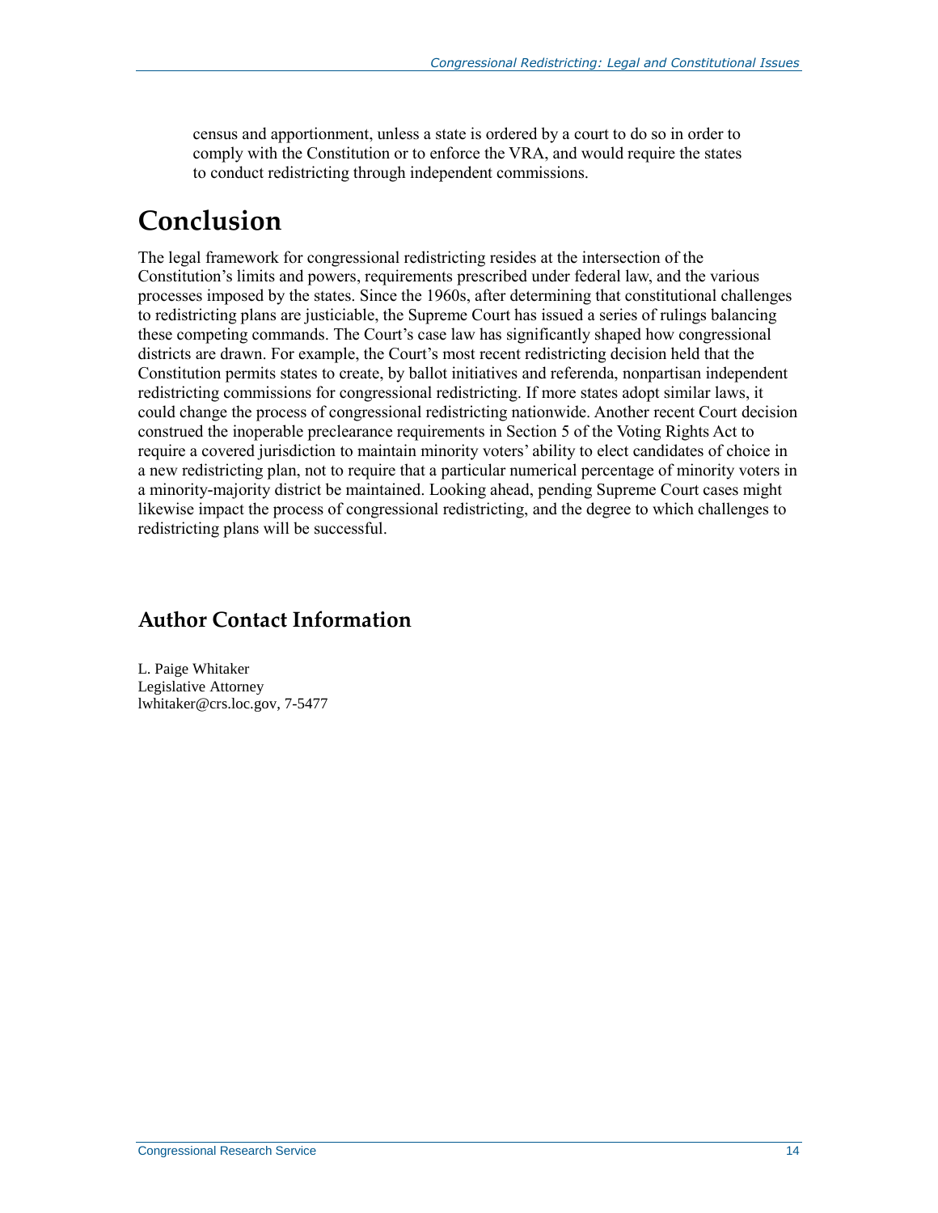census and apportionment, unless a state is ordered by a court to do so in order to comply with the Constitution or to enforce the VRA, and would require the states to conduct redistricting through independent commissions.

# Conclusion

The legal framework for congressional redistricting resides at the intersection of the Constitution's limits and powers, requirements prescribed under federal law, and the various processes imposed by the states. Since the 1960s, after determining that constitutional challenges to redistricting plans are justiciable, the Supreme Court has issued a series of rulings balancing these competing commands. The Court's case law has significantly shaped how congressional districts are drawn. For example, the Court's most recent redistricting decision held that the Constitution permits states to create, by ballot initiatives and referenda, nonpartisan independent redistricting commissions for congressional redistricting. If more states adopt similar laws, it could change the process of congressional redistricting nationwide. Another recent Court decision construed the inoperable preclearance requirements in Section 5 of the Voting Rights Act to require a covered jurisdiction to maintain minority voters' ability to elect candidates of choice in a new redistricting plan, not to require that a particular numerical percentage of minority voters in a minority-majority district be maintained. Looking ahead, pending Supreme Court cases might likewise impact the process of congressional redistricting, and the degree to which challenges to redistricting plans will be successful.

## Author Contact Information

L. Paige Whitaker
Legislative Attorney
lwhitaker@crs.loc.gov, 7-5477